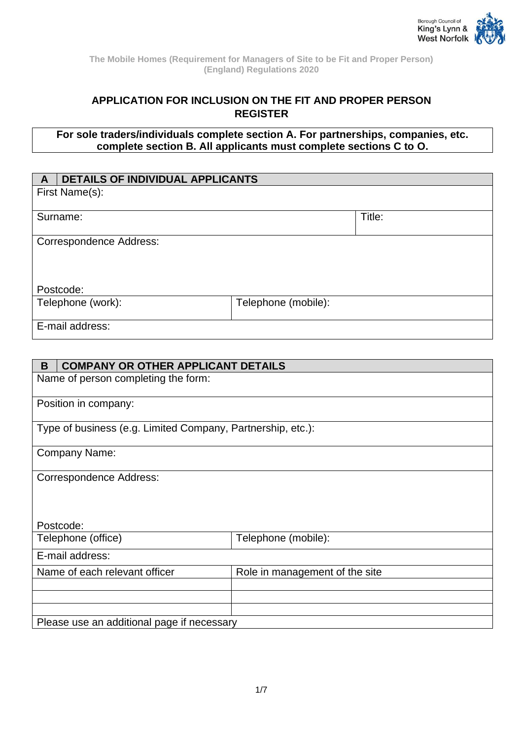Borough Council of King's Lynn & West Norfolk

**The Mobile Homes (Requirement for Managers of Site to be Fit and Proper Person) (England) Regulations 2020**

# APPLICATION FOR INCLUSION ON THE FIT AND PROPER PERSON REGISTER

**For sole traders/individuals complete section A. For partnerships, companies, etc. complete section B. All applicants must complete sections C to O.**

| **A** | **DETAILS OF INDIVIDUAL APPLICANTS** | |
|---|---|---|
| First Name(s): | | |
| Surname: | | Title: |
| Correspondence Address:<br><br><br>Postcode: | | |
| Telephone (work): | Telephone (mobile): | |
| E-mail address: | | |

| **B** | **COMPANY OR OTHER APPLICANT DETAILS** |
|---|---|
| Name of person completing the form: | |
| Position in company: | |
| Type of business (e.g. Limited Company, Partnership, etc.): | |
| Company Name: | |
| Correspondence Address:<br><br><br>Postcode: | |
| Telephone (office) | Telephone (mobile): |
| E-mail address: | |
| Name of each relevant officer | Role in management of the site |
| | |
| | |
| | |
| Please use an additional page if necessary | |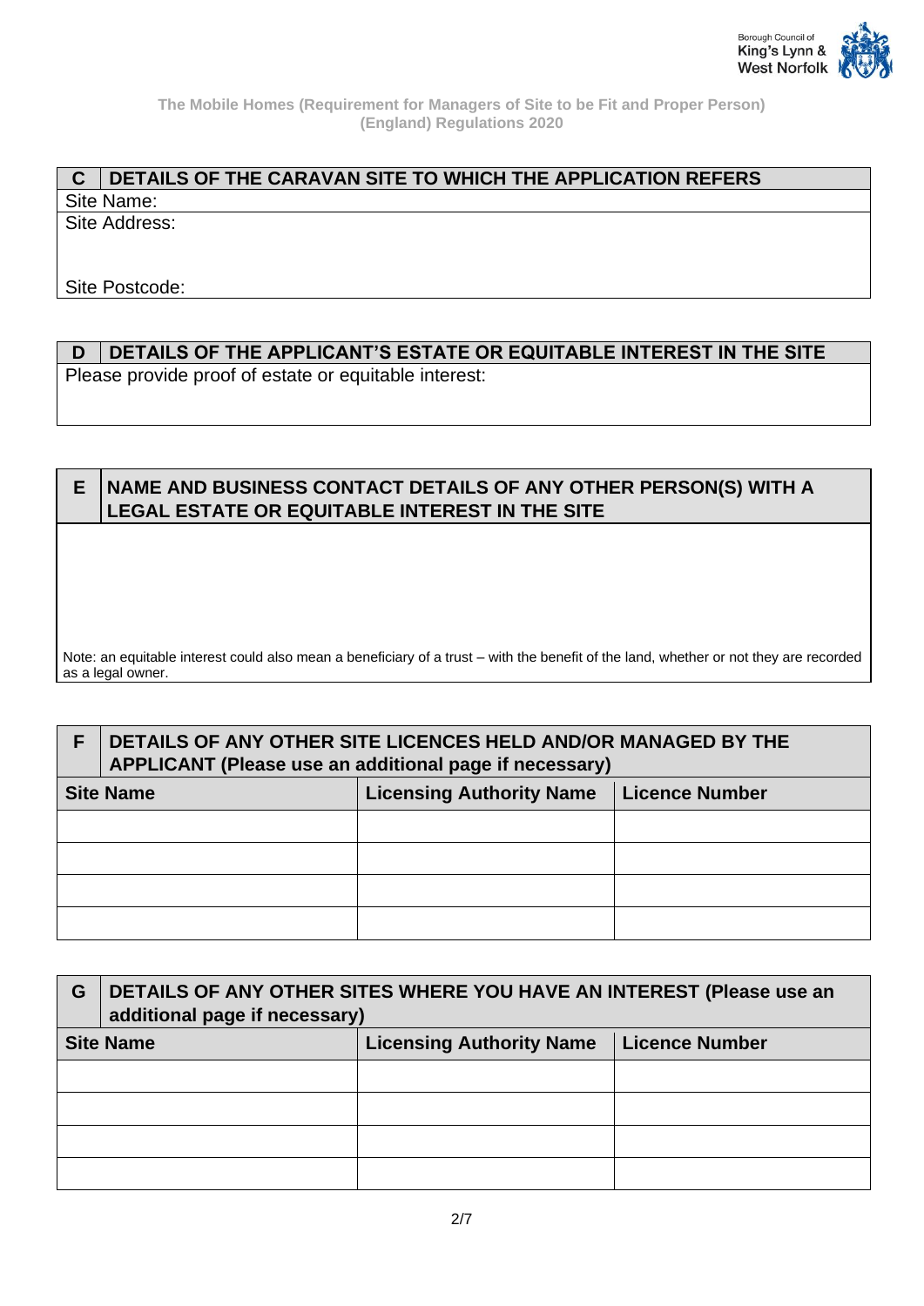The Mobile Homes (Requirement for Managers of Site to be Fit and Proper Person) (England) Regulations 2020

## C DETAILS OF THE CARAVAN SITE TO WHICH THE APPLICATION REFERS

Site Name:

Site Address:

Site Postcode:

## D DETAILS OF THE APPLICANT'S ESTATE OR EQUITABLE INTEREST IN THE SITE

Please provide proof of estate or equitable interest:

## E NAME AND BUSINESS CONTACT DETAILS OF ANY OTHER PERSON(S) WITH A LEGAL ESTATE OR EQUITABLE INTEREST IN THE SITE

Note: an equitable interest could also mean a beneficiary of a trust – with the benefit of the land, whether or not they are recorded as a legal owner.

## F DETAILS OF ANY OTHER SITE LICENCES HELD AND/OR MANAGED BY THE APPLICANT (Please use an additional page if necessary)

| Site Name | Licensing Authority Name | Licence Number |
|---|---|---|
| | | |
| | | |
| | | |
| | | |

## G DETAILS OF ANY OTHER SITES WHERE YOU HAVE AN INTEREST (Please use an additional page if necessary)

| Site Name | Licensing Authority Name | Licence Number |
|---|---|---|
| | | |
| | | |
| | | |
| | | |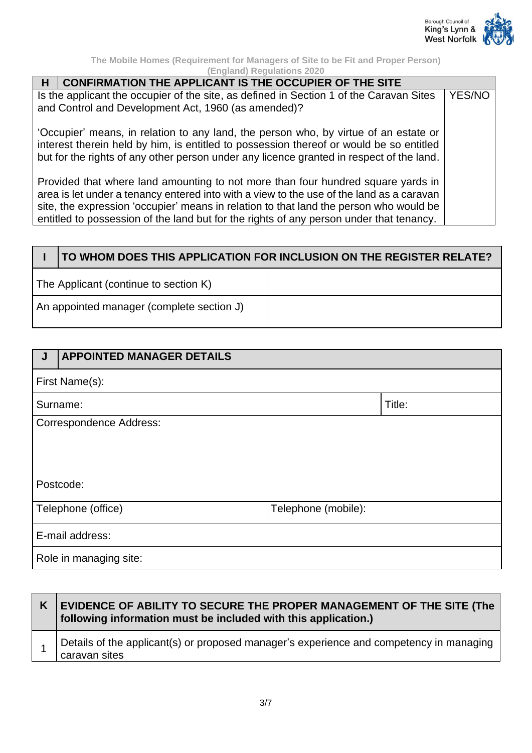| H | CONFIRMATION THE APPLICANT IS THE OCCUPIER OF THE SITE | |
|---|---|---|
| Is the applicant the occupier of the site, as defined in Section 1 of the Caravan Sites and Control and Development Act, 1960 (as amended)?<br><br>'Occupier' means, in relation to any land, the person who, by virtue of an estate or interest therein held by him, is entitled to possession thereof or would be so entitled but for the rights of any other person under any licence granted in respect of the land.<br><br>Provided that where land amounting to not more than four hundred square yards in area is let under a tenancy entered into with a view to the use of the land as a caravan site, the expression 'occupier' means in relation to that land the person who would be entitled to possession of the land but for the rights of any person under that tenancy. | | YES/NO |

| I | TO WHOM DOES THIS APPLICATION FOR INCLUSION ON THE REGISTER RELATE? | |
|---|---|---|
| The Applicant (continue to section K) | | |
| An appointed manager (complete section J) | | |

| J | APPOINTED MANAGER DETAILS | |
|---|---|---|
| First Name(s): | | |
| Surname: | | Title: |
| Correspondence Address:<br><br><br>Postcode: | | |
| Telephone (office) | Telephone (mobile): | |
| E-mail address: | | |
| Role in managing site: | | |

| K | EVIDENCE OF ABILITY TO SECURE THE PROPER MANAGEMENT OF THE SITE (The following information must be included with this application.) |
|---|---|
| 1 | Details of the applicant(s) or proposed manager's experience and competency in managing caravan sites |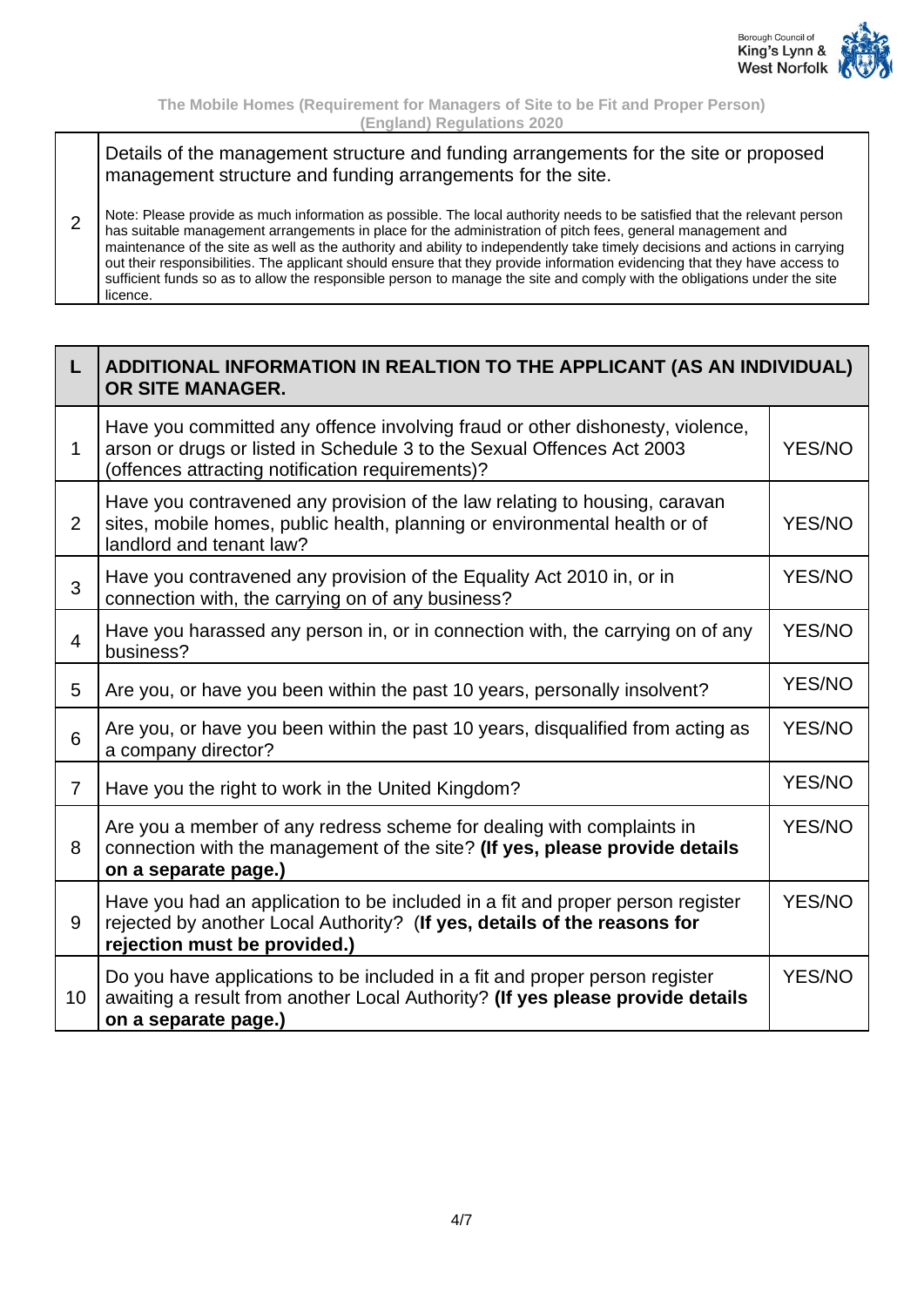| | |
|---|---|
| 2 | Details of the management structure and funding arrangements for the site or proposed management structure and funding arrangements for the site.<br><br>Note: Please provide as much information as possible. The local authority needs to be satisfied that the relevant person has suitable management arrangements in place for the administration of pitch fees, general management and maintenance of the site as well as the authority and ability to independently take timely decisions and actions in carrying out their responsibilities. The applicant should ensure that they provide information evidencing that they have access to sufficient funds so as to allow the responsible person to manage the site and comply with the obligations under the site licence. |

| L | ADDITIONAL INFORMATION IN REALTION TO THE APPLICANT (AS AN INDIVIDUAL) OR SITE MANAGER. | |
|---|---|---|
| 1 | Have you committed any offence involving fraud or other dishonesty, violence, arson or drugs or listed in Schedule 3 to the Sexual Offences Act 2003 (offences attracting notification requirements)? | YES/NO |
| 2 | Have you contravened any provision of the law relating to housing, caravan sites, mobile homes, public health, planning or environmental health or of landlord and tenant law? | YES/NO |
| 3 | Have you contravened any provision of the Equality Act 2010 in, or in connection with, the carrying on of any business? | YES/NO |
| 4 | Have you harassed any person in, or in connection with, the carrying on of any business? | YES/NO |
| 5 | Are you, or have you been within the past 10 years, personally insolvent? | YES/NO |
| 6 | Are you, or have you been within the past 10 years, disqualified from acting as a company director? | YES/NO |
| 7 | Have you the right to work in the United Kingdom? | YES/NO |
| 8 | Are you a member of any redress scheme for dealing with complaints in connection with the management of the site? **(If yes, please provide details on a separate page.)** | YES/NO |
| 9 | Have you had an application to be included in a fit and proper person register rejected by another Local Authority? **(If yes, details of the reasons for rejection must be provided.)** | YES/NO |
| 10 | Do you have applications to be included in a fit and proper person register awaiting a result from another Local Authority? **(If yes please provide details on a separate page.)** | YES/NO |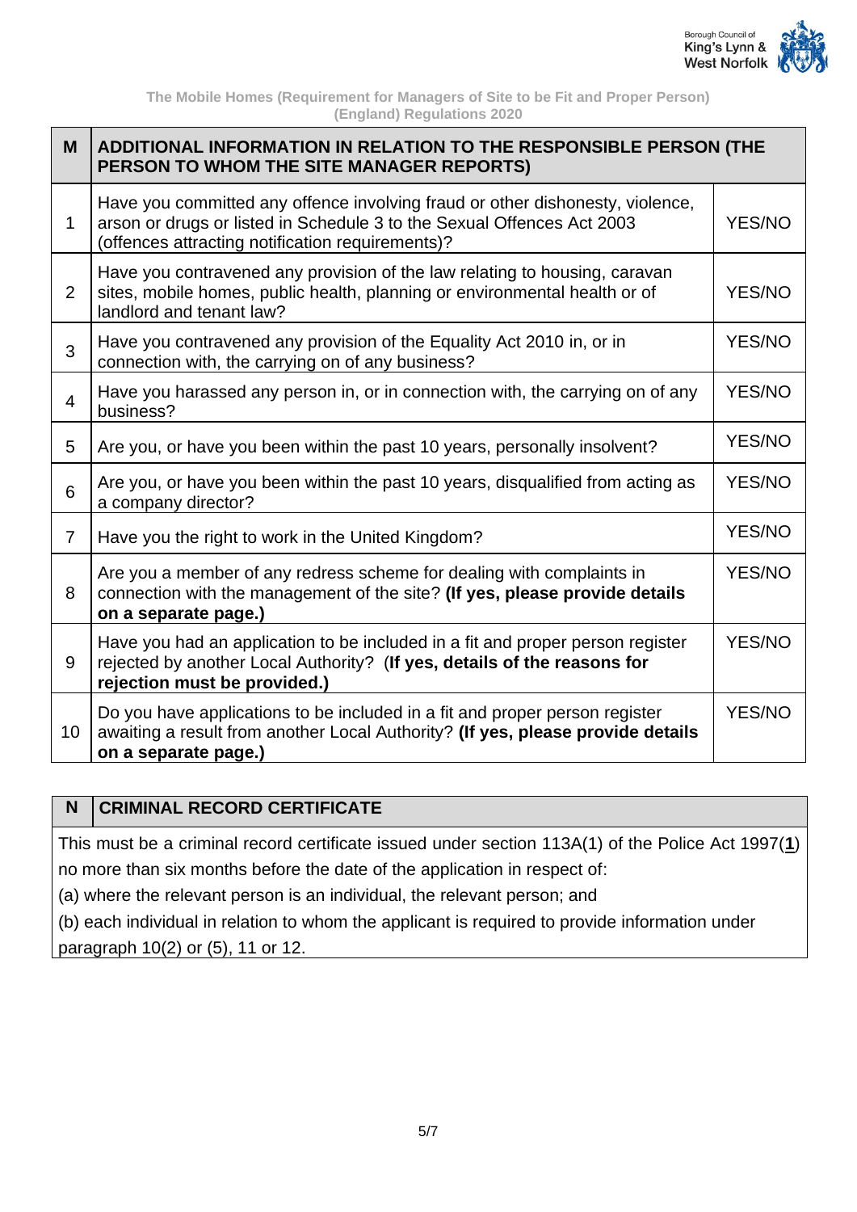| M | ADDITIONAL INFORMATION IN RELATION TO THE RESPONSIBLE PERSON (THE PERSON TO WHOM THE SITE MANAGER REPORTS) | |
|---|---|---|
| 1 | Have you committed any offence involving fraud or other dishonesty, violence, arson or drugs or listed in Schedule 3 to the Sexual Offences Act 2003 (offences attracting notification requirements)? | YES/NO |
| 2 | Have you contravened any provision of the law relating to housing, caravan sites, mobile homes, public health, planning or environmental health or of landlord and tenant law? | YES/NO |
| 3 | Have you contravened any provision of the Equality Act 2010 in, or in connection with, the carrying on of any business? | YES/NO |
| 4 | Have you harassed any person in, or in connection with, the carrying on of any business? | YES/NO |
| 5 | Are you, or have you been within the past 10 years, personally insolvent? | YES/NO |
| 6 | Are you, or have you been within the past 10 years, disqualified from acting as a company director? | YES/NO |
| 7 | Have you the right to work in the United Kingdom? | YES/NO |
| 8 | Are you a member of any redress scheme for dealing with complaints in connection with the management of the site? **(If yes, please provide details on a separate page.)** | YES/NO |
| 9 | Have you had an application to be included in a fit and proper person register rejected by another Local Authority? **(If yes, details of the reasons for rejection must be provided.)** | YES/NO |
| 10 | Do you have applications to be included in a fit and proper person register awaiting a result from another Local Authority? **(If yes, please provide details on a separate page.)** | YES/NO |

| N | CRIMINAL RECORD CERTIFICATE |
|---|---|

This must be a criminal record certificate issued under section 113A(1) of the Police Act 1997([1](#)) no more than six months before the date of the application in respect of:

(a) where the relevant person is an individual, the relevant person; and

(b) each individual in relation to whom the applicant is required to provide information under paragraph 10(2) or (5), 11 or 12.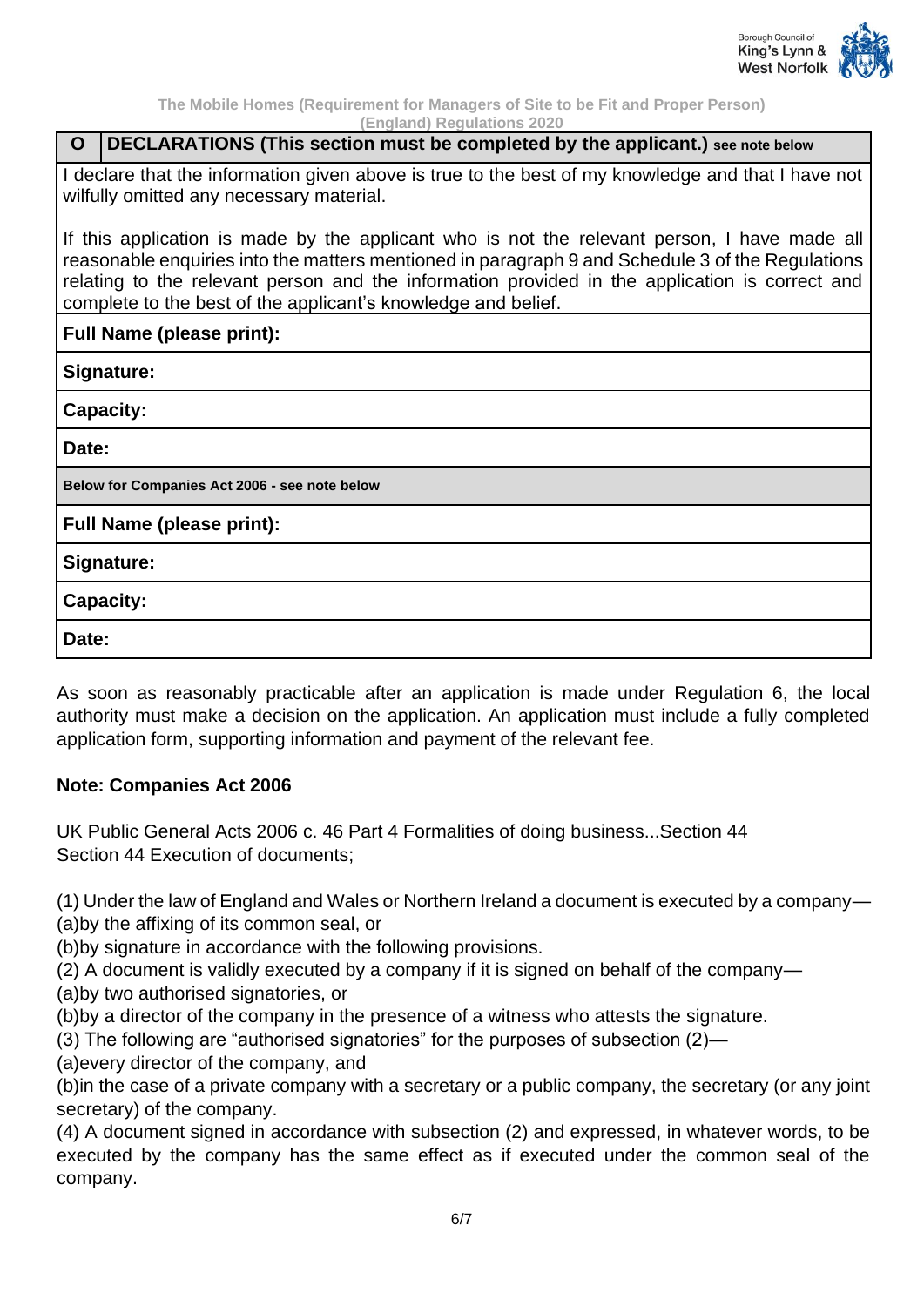The Mobile Homes (Requirement for Managers of Site to be Fit and Proper Person) (England) Regulations 2020

| O | DECLARATIONS (This section must be completed by the applicant.) see note below |
| --- | --- |
| I declare that the information given above is true to the best of my knowledge and that I have not wilfully omitted any necessary material.<br><br>If this application is made by the applicant who is not the relevant person, I have made all reasonable enquiries into the matters mentioned in paragraph 9 and Schedule 3 of the Regulations relating to the relevant person and the information provided in the application is correct and complete to the best of the applicant's knowledge and belief. | |
| **Full Name (please print):** | |
| **Signature:** | |
| **Capacity:** | |
| **Date:** | |
| **Below for Companies Act 2006 - see note below** | |
| **Full Name (please print):** | |
| **Signature:** | |
| **Capacity:** | |
| **Date:** | |

As soon as reasonably practicable after an application is made under Regulation 6, the local authority must make a decision on the application. An application must include a fully completed application form, supporting information and payment of the relevant fee.

**Note: Companies Act 2006**

UK Public General Acts 2006 c. 46 Part 4 Formalities of doing business...Section 44
Section 44 Execution of documents;

(1) Under the law of England and Wales or Northern Ireland a document is executed by a company—
(a)by the affixing of its common seal, or
(b)by signature in accordance with the following provisions.
(2) A document is validly executed by a company if it is signed on behalf of the company—
(a)by two authorised signatories, or
(b)by a director of the company in the presence of a witness who attests the signature.
(3) The following are "authorised signatories" for the purposes of subsection (2)—
(a)every director of the company, and
(b)in the case of a private company with a secretary or a public company, the secretary (or any joint secretary) of the company.
(4) A document signed in accordance with subsection (2) and expressed, in whatever words, to be executed by the company has the same effect as if executed under the common seal of the company.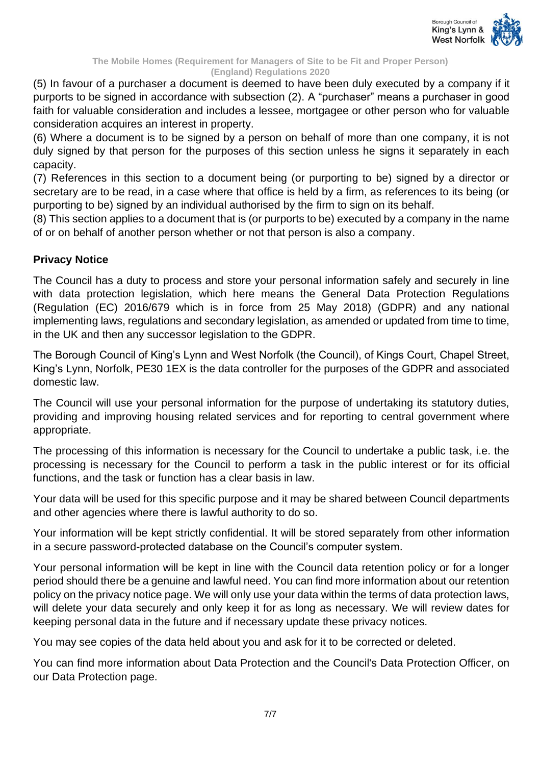(5) In favour of a purchaser a document is deemed to have been duly executed by a company if it purports to be signed in accordance with subsection (2). A "purchaser" means a purchaser in good faith for valuable consideration and includes a lessee, mortgagee or other person who for valuable consideration acquires an interest in property.

(6) Where a document is to be signed by a person on behalf of more than one company, it is not duly signed by that person for the purposes of this section unless he signs it separately in each capacity.

(7) References in this section to a document being (or purporting to be) signed by a director or secretary are to be read, in a case where that office is held by a firm, as references to its being (or purporting to be) signed by an individual authorised by the firm to sign on its behalf.

(8) This section applies to a document that is (or purports to be) executed by a company in the name of or on behalf of another person whether or not that person is also a company.

## Privacy Notice

The Council has a duty to process and store your personal information safely and securely in line with data protection legislation, which here means the General Data Protection Regulations (Regulation (EC) 2016/679 which is in force from 25 May 2018) (GDPR) and any national implementing laws, regulations and secondary legislation, as amended or updated from time to time, in the UK and then any successor legislation to the GDPR.

The Borough Council of King's Lynn and West Norfolk (the Council), of Kings Court, Chapel Street, King's Lynn, Norfolk, PE30 1EX is the data controller for the purposes of the GDPR and associated domestic law.

The Council will use your personal information for the purpose of undertaking its statutory duties, providing and improving housing related services and for reporting to central government where appropriate.

The processing of this information is necessary for the Council to undertake a public task, i.e. the processing is necessary for the Council to perform a task in the public interest or for its official functions, and the task or function has a clear basis in law.

Your data will be used for this specific purpose and it may be shared between Council departments and other agencies where there is lawful authority to do so.

Your information will be kept strictly confidential. It will be stored separately from other information in a secure password-protected database on the Council's computer system.

Your personal information will be kept in line with the Council data retention policy or for a longer period should there be a genuine and lawful need. You can find more information about our retention policy on the privacy notice page. We will only use your data within the terms of data protection laws, will delete your data securely and only keep it for as long as necessary. We will review dates for keeping personal data in the future and if necessary update these privacy notices.

You may see copies of the data held about you and ask for it to be corrected or deleted.

You can find more information about Data Protection and the Council's Data Protection Officer, on our Data Protection page.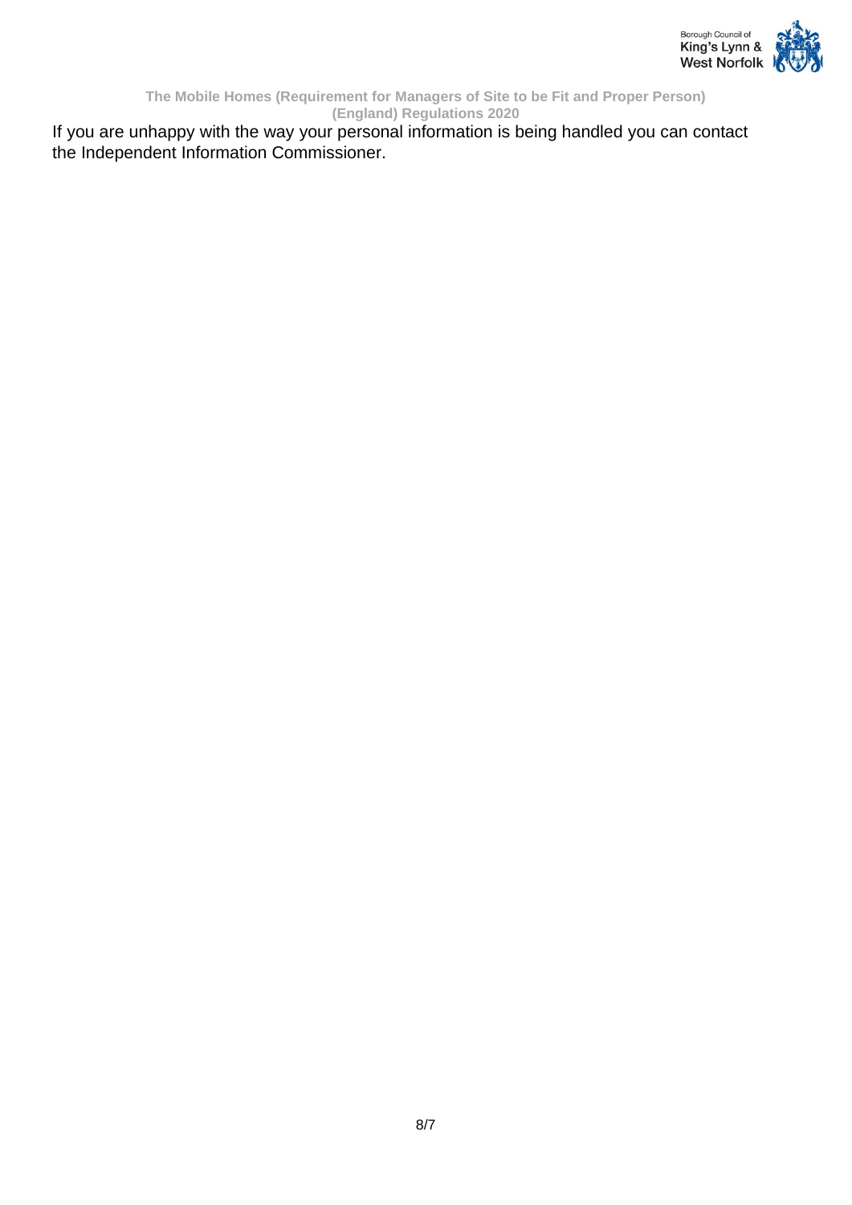If you are unhappy with the way your personal information is being handled you can contact the Independent Information Commissioner.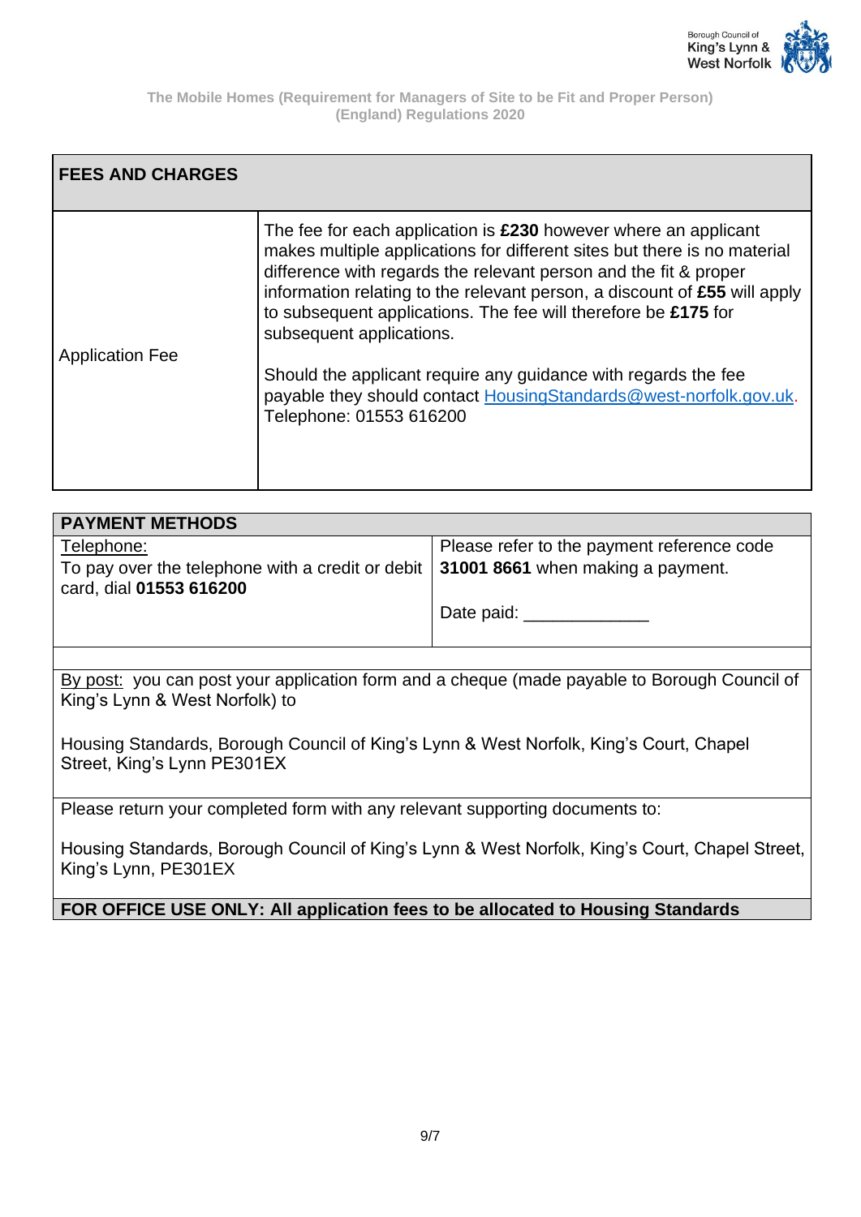| FEES AND CHARGES | |
|---|---|
| Application Fee | The fee for each application is **£230** however where an applicant makes multiple applications for different sites but there is no material difference with regards the relevant person and the fit & proper information relating to the relevant person, a discount of **£55** will apply to subsequent applications. The fee will therefore be **£175** for subsequent applications.<br><br>Should the applicant require any guidance with regards the fee payable they should contact HousingStandards@west-norfolk.gov.uk. Telephone: 01553 616200 |

| PAYMENT METHODS | |
|---|---|
| Telephone:<br>To pay over the telephone with a credit or debit card, dial **01553 616200** | Please refer to the payment reference code **31001 8661** when making a payment.<br><br>Date paid: _____________ |

By post: you can post your application form and a cheque (made payable to Borough Council of King's Lynn & West Norfolk) to

Housing Standards, Borough Council of King's Lynn & West Norfolk, King's Court, Chapel Street, King's Lynn PE301EX

Please return your completed form with any relevant supporting documents to:

Housing Standards, Borough Council of King's Lynn & West Norfolk, King's Court, Chapel Street, King's Lynn, PE301EX

**FOR OFFICE USE ONLY: All application fees to be allocated to Housing Standards**